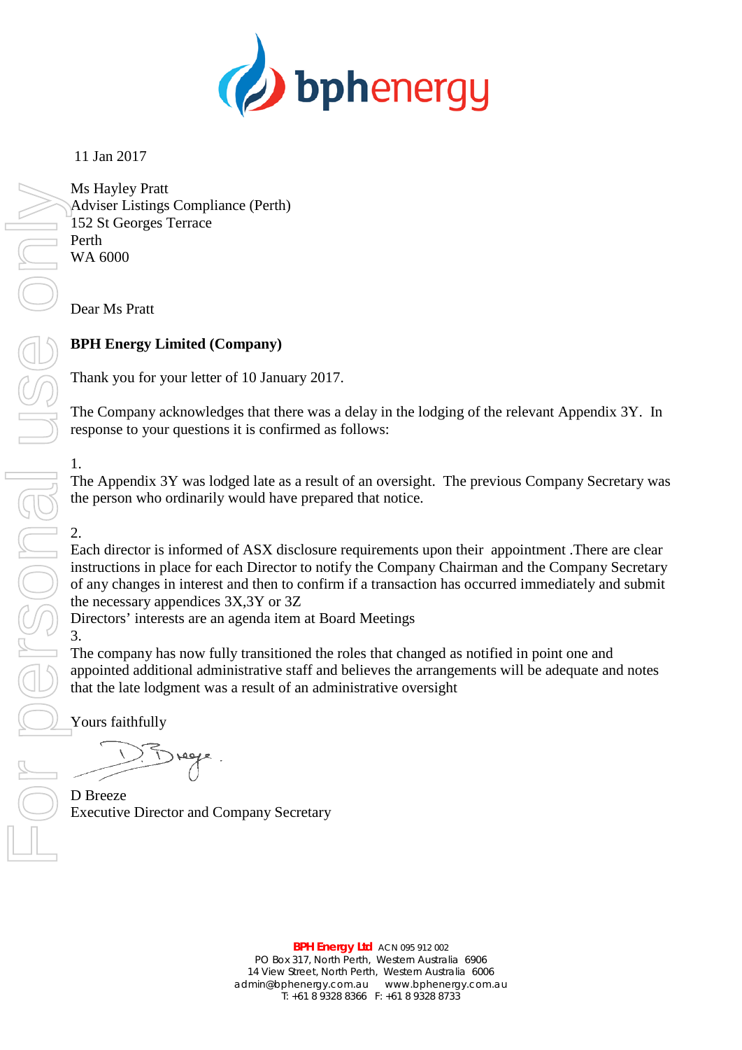11 Jan 2017

Ms Hayley Pratt
Adviser Listings Compliance (Perth)
152 St Georges Terrace
Perth
WA 6000

Dear Ms Pratt

**BPH Energy Limited (Company)**

Thank you for your letter of 10 January 2017.

The Company acknowledges that there was a delay in the lodging of the relevant Appendix 3Y. In response to your questions it is confirmed as follows:

1.
The Appendix 3Y was lodged late as a result of an oversight. The previous Company Secretary was the person who ordinarily would have prepared that notice.

2.
Each director is informed of ASX disclosure requirements upon their appointment .There are clear instructions in place for each Director to notify the Company Chairman and the Company Secretary of any changes in interest and then to confirm if a transaction has occurred immediately and submit the necessary appendices 3X,3Y or 3Z
Directors' interests are an agenda item at Board Meetings
3.
The company has now fully transitioned the roles that changed as notified in point one and appointed additional administrative staff and believes the arrangements will be adequate and notes that the late lodgment was a result of an administrative oversight

Yours faithfully

D Breeze
Executive Director and Company Secretary

**BPH Energy Ltd** ACN 095 912 002
PO Box 317, North Perth, Western Australia 6906
14 View Street, North Perth, Western Australia 6006
admin@bphenergy.com.au www.bphenergy.com.au
T: +61 8 9328 8366 F: +61 8 9328 8733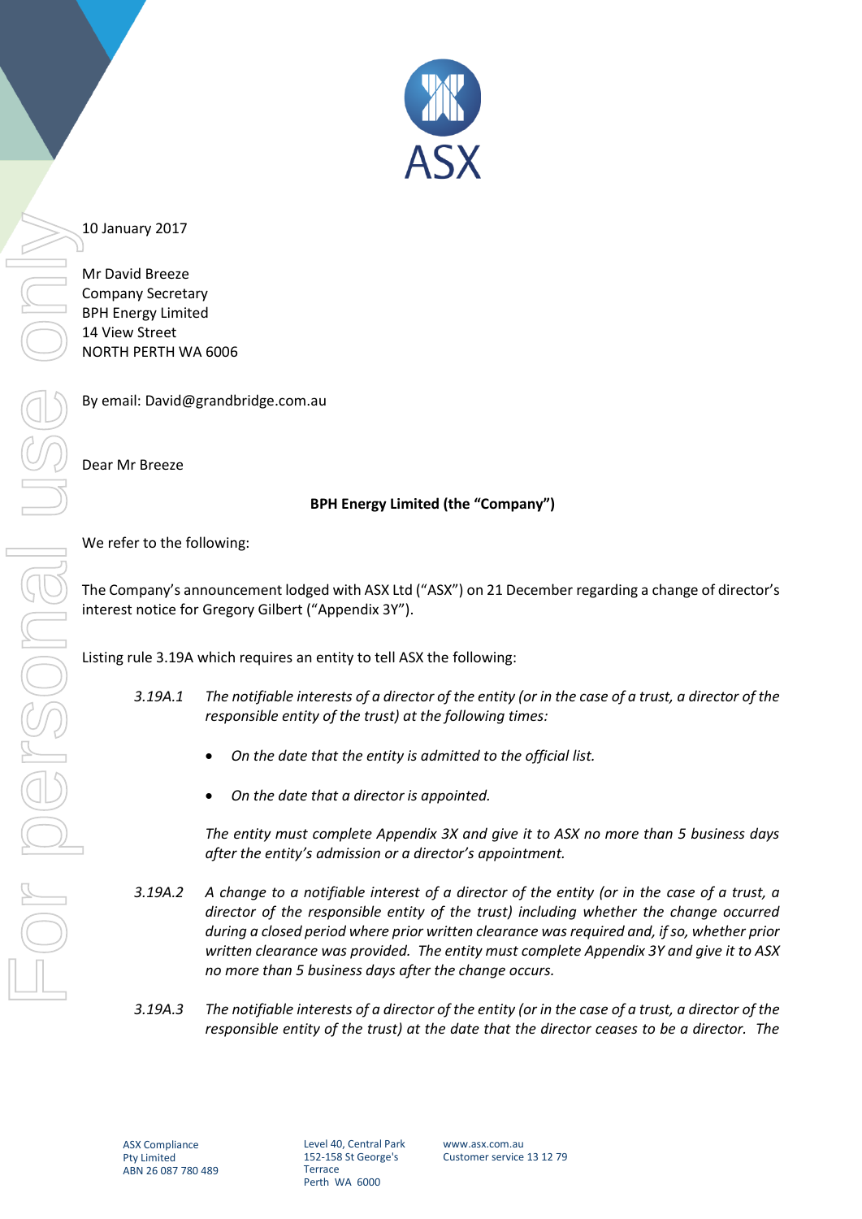10 January 2017

Mr David Breeze
Company Secretary
BPH Energy Limited
14 View Street
NORTH PERTH WA 6006

By email: David@grandbridge.com.au

Dear Mr Breeze

**BPH Energy Limited (the "Company")**

We refer to the following:

The Company's announcement lodged with ASX Ltd ("ASX") on 21 December regarding a change of director's interest notice for Gregory Gilbert ("Appendix 3Y").

Listing rule 3.19A which requires an entity to tell ASX the following:

3.19A.1 *The notifiable interests of a director of the entity (or in the case of a trust, a director of the responsible entity of the trust) at the following times:*

- *On the date that the entity is admitted to the official list.*
- *On the date that a director is appointed.*

*The entity must complete Appendix 3X and give it to ASX no more than 5 business days after the entity's admission or a director's appointment.*

3.19A.2 *A change to a notifiable interest of a director of the entity (or in the case of a trust, a director of the responsible entity of the trust) including whether the change occurred during a closed period where prior written clearance was required and, if so, whether prior written clearance was provided. The entity must complete Appendix 3Y and give it to ASX no more than 5 business days after the change occurs.*

3.19A.3 *The notifiable interests of a director of the entity (or in the case of a trust, a director of the responsible entity of the trust) at the date that the director ceases to be a director. The*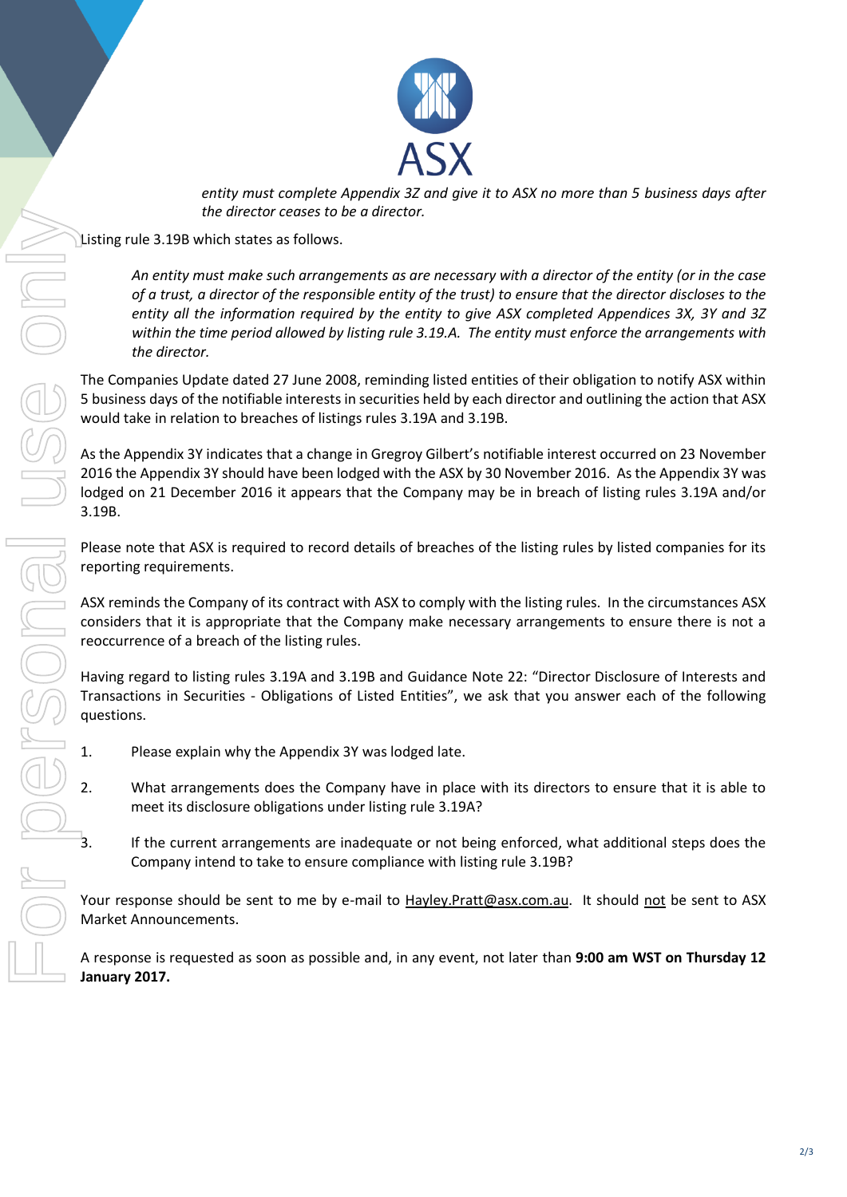*entity must complete Appendix 3Z and give it to ASX no more than 5 business days after the director ceases to be a director.*

Listing rule 3.19B which states as follows.

> *An entity must make such arrangements as are necessary with a director of the entity (or in the case of a trust, a director of the responsible entity of the trust) to ensure that the director discloses to the entity all the information required by the entity to give ASX completed Appendices 3X, 3Y and 3Z within the time period allowed by listing rule 3.19.A. The entity must enforce the arrangements with the director.*

The Companies Update dated 27 June 2008, reminding listed entities of their obligation to notify ASX within 5 business days of the notifiable interests in securities held by each director and outlining the action that ASX would take in relation to breaches of listings rules 3.19A and 3.19B.

As the Appendix 3Y indicates that a change in Gregroy Gilbert's notifiable interest occurred on 23 November 2016 the Appendix 3Y should have been lodged with the ASX by 30 November 2016. As the Appendix 3Y was lodged on 21 December 2016 it appears that the Company may be in breach of listing rules 3.19A and/or 3.19B.

Please note that ASX is required to record details of breaches of the listing rules by listed companies for its reporting requirements.

ASX reminds the Company of its contract with ASX to comply with the listing rules. In the circumstances ASX considers that it is appropriate that the Company make necessary arrangements to ensure there is not a reoccurrence of a breach of the listing rules.

Having regard to listing rules 3.19A and 3.19B and Guidance Note 22: "Director Disclosure of Interests and Transactions in Securities - Obligations of Listed Entities", we ask that you answer each of the following questions.

1. Please explain why the Appendix 3Y was lodged late.
2. What arrangements does the Company have in place with its directors to ensure that it is able to meet its disclosure obligations under listing rule 3.19A?
3. If the current arrangements are inadequate or not being enforced, what additional steps does the Company intend to take to ensure compliance with listing rule 3.19B?

Your response should be sent to me by e-mail to Hayley.Pratt@asx.com.au. It should not be sent to ASX Market Announcements.

A response is requested as soon as possible and, in any event, not later than **9:00 am WST on Thursday 12 January 2017.**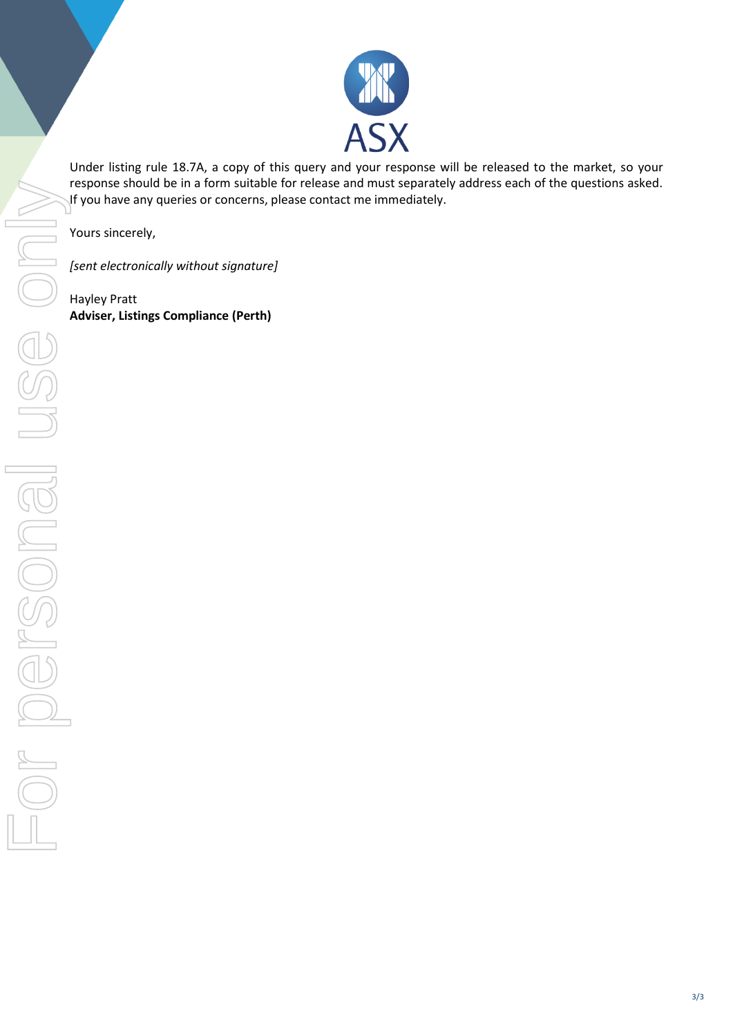Under listing rule 18.7A, a copy of this query and your response will be released to the market, so your response should be in a form suitable for release and must separately address each of the questions asked. If you have any queries or concerns, please contact me immediately.

Yours sincerely,

*[sent electronically without signature]*

Hayley Pratt
**Adviser, Listings Compliance (Perth)**